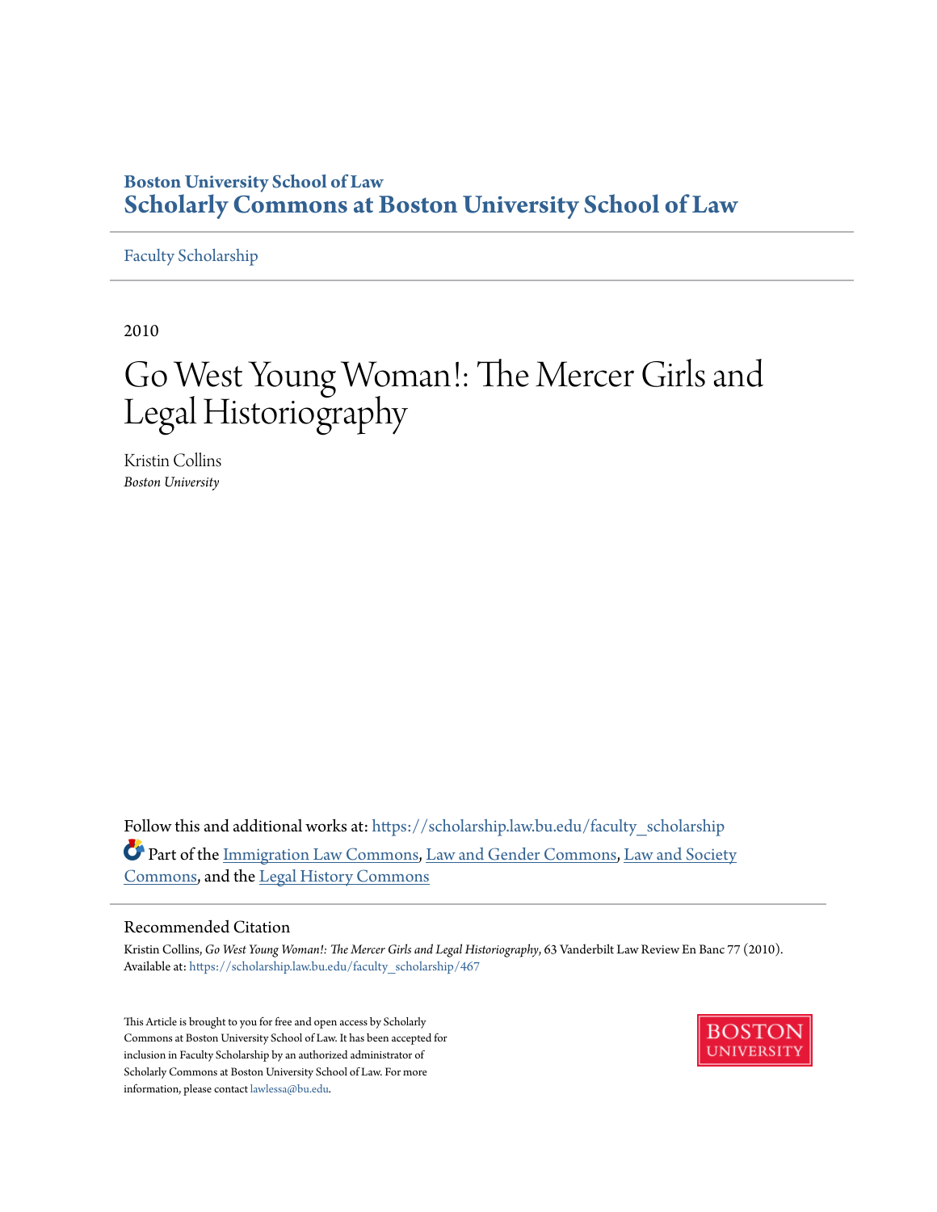**Boston University School of Law**
**Scholarly Commons at Boston University School of Law**

Faculty Scholarship

2010

# Go West Young Woman!: The Mercer Girls and Legal Historiography

Kristin Collins
*Boston University*

Follow this and additional works at: https://scholarship.law.bu.edu/faculty_scholarship

Part of the Immigration Law Commons, Law and Gender Commons, Law and Society Commons, and the Legal History Commons

## Recommended Citation

Kristin Collins, *Go West Young Woman!: The Mercer Girls and Legal Historiography*, 63 Vanderbilt Law Review En Banc 77 (2010).
Available at: https://scholarship.law.bu.edu/faculty_scholarship/467

This Article is brought to you for free and open access by Scholarly Commons at Boston University School of Law. It has been accepted for inclusion in Faculty Scholarship by an authorized administrator of Scholarly Commons at Boston University School of Law. For more information, please contact lawlessa@bu.edu.

BOSTON UNIVERSITY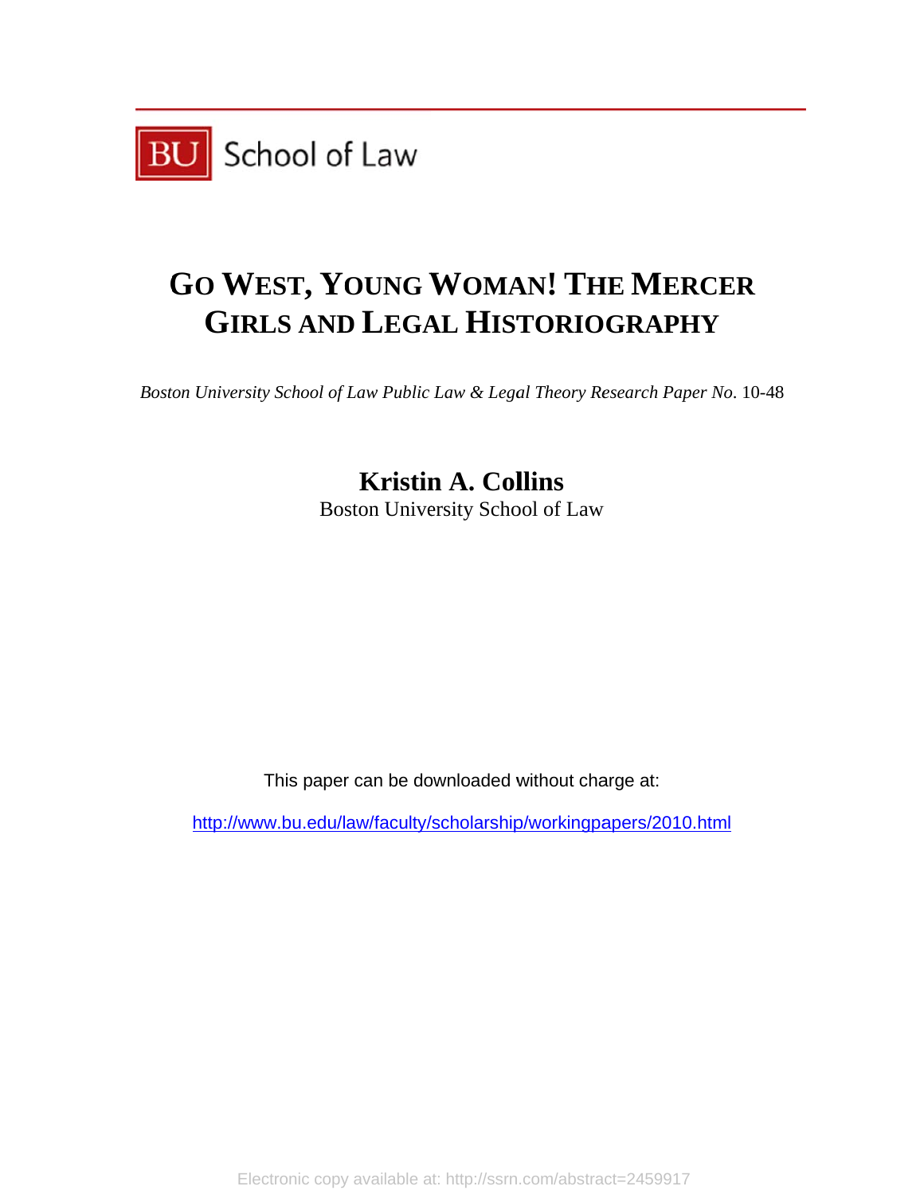BU School of Law

# GO WEST, YOUNG WOMAN! THE MERCER GIRLS AND LEGAL HISTORIOGRAPHY

*Boston University School of Law Public Law & Legal Theory Research Paper No.* 10-48

**Kristin A. Collins**
Boston University School of Law

This paper can be downloaded without charge at:

http://www.bu.edu/law/faculty/scholarship/workingpapers/2010.html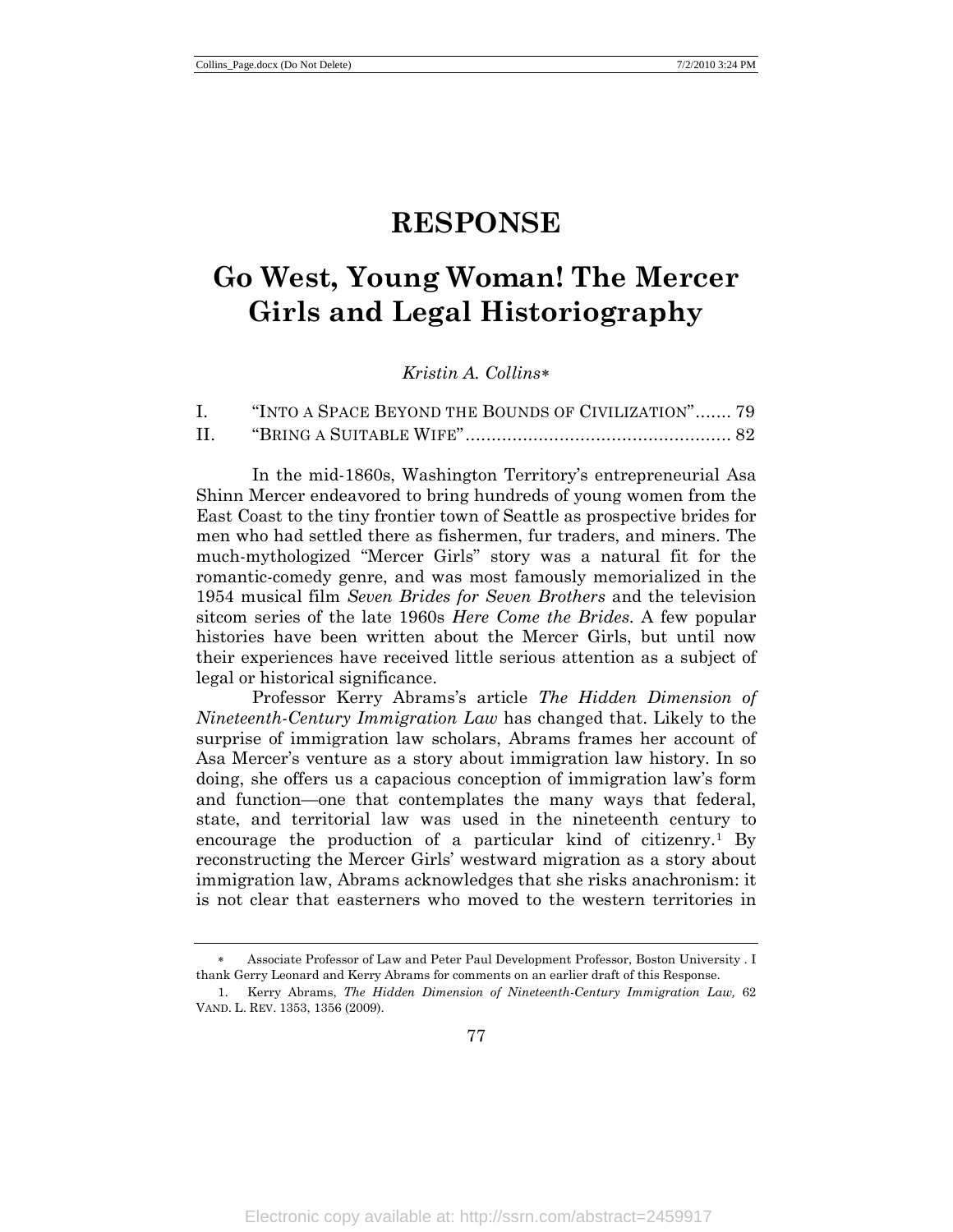# RESPONSE

# Go West, Young Woman! The Mercer Girls and Legal Historiography

*Kristin A. Collins*[*]

| | | |
|---|---|---|
| I. | "INTO A SPACE BEYOND THE BOUNDS OF CIVILIZATION" | 79 |
| II. | "BRING A SUITABLE WIFE" | 82 |

In the mid-1860s, Washington Territory's entrepreneurial Asa Shinn Mercer endeavored to bring hundreds of young women from the East Coast to the tiny frontier town of Seattle as prospective brides for men who had settled there as fishermen, fur traders, and miners. The much-mythologized "Mercer Girls" story was a natural fit for the romantic-comedy genre, and was most famously memorialized in the 1954 musical film *Seven Brides for Seven Brothers* and the television sitcom series of the late 1960s *Here Come the Brides*. A few popular histories have been written about the Mercer Girls, but until now their experiences have received little serious attention as a subject of legal or historical significance.

Professor Kerry Abrams's article *The Hidden Dimension of Nineteenth-Century Immigration Law* has changed that. Likely to the surprise of immigration law scholars, Abrams frames her account of Asa Mercer's venture as a story about immigration law history. In so doing, she offers us a capacious conception of immigration law's form and function—one that contemplates the many ways that federal, state, and territorial law was used in the nineteenth century to encourage the production of a particular kind of citizenry.[1] By reconstructing the Mercer Girls' westward migration as a story about immigration law, Abrams acknowledges that she risks anachronism: it is not clear that easterners who moved to the western territories in

---

[*] Associate Professor of Law and Peter Paul Development Professor, Boston University . I thank Gerry Leonard and Kerry Abrams for comments on an earlier draft of this Response.

[1] Kerry Abrams, *The Hidden Dimension of Nineteenth-Century Immigration Law,* 62 VAND. L. REV. 1353, 1356 (2009).

Electronic copy available at: http://ssrn.com/abstract=2459917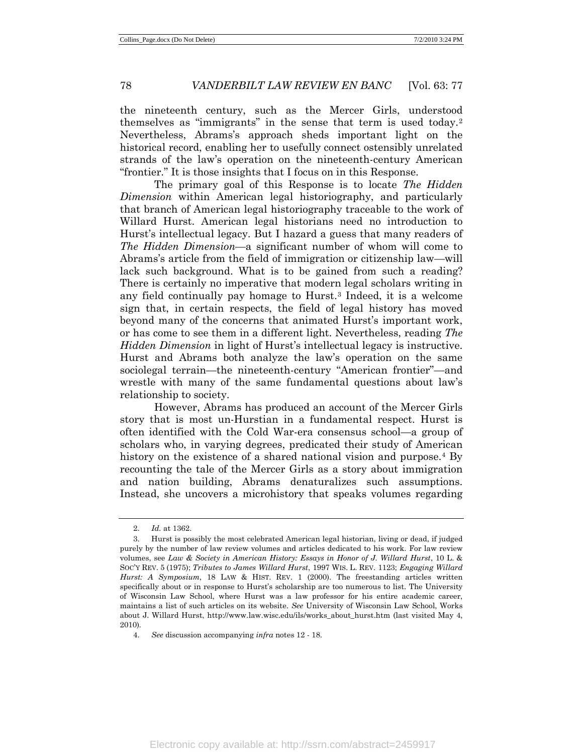the nineteenth century, such as the Mercer Girls, understood themselves as "immigrants" in the sense that term is used today.[2] Nevertheless, Abrams's approach sheds important light on the historical record, enabling her to usefully connect ostensibly unrelated strands of the law's operation on the nineteenth-century American "frontier." It is those insights that I focus on in this Response.

The primary goal of this Response is to locate *The Hidden Dimension* within American legal historiography, and particularly that branch of American legal historiography traceable to the work of Willard Hurst. American legal historians need no introduction to Hurst's intellectual legacy. But I hazard a guess that many readers of *The Hidden Dimension*—a significant number of whom will come to Abrams's article from the field of immigration or citizenship law—will lack such background. What is to be gained from such a reading? There is certainly no imperative that modern legal scholars writing in any field continually pay homage to Hurst.[3] Indeed, it is a welcome sign that, in certain respects, the field of legal history has moved beyond many of the concerns that animated Hurst's important work, or has come to see them in a different light. Nevertheless, reading *The Hidden Dimension* in light of Hurst's intellectual legacy is instructive. Hurst and Abrams both analyze the law's operation on the same sociolegal terrain—the nineteenth-century "American frontier"—and wrestle with many of the same fundamental questions about law's relationship to society.

However, Abrams has produced an account of the Mercer Girls story that is most un-Hurstian in a fundamental respect. Hurst is often identified with the Cold War-era consensus school—a group of scholars who, in varying degrees, predicated their study of American history on the existence of a shared national vision and purpose.[4] By recounting the tale of the Mercer Girls as a story about immigration and nation building, Abrams denaturalizes such assumptions. Instead, she uncovers a microhistory that speaks volumes regarding

---

2. *Id.* at 1362.

3. Hurst is possibly the most celebrated American legal historian, living or dead, if judged purely by the number of law review volumes and articles dedicated to his work. For law review volumes, see *Law & Society in American History: Essays in Honor of J. Willard Hurst*, 10 L. & SOC'Y REV. 5 (1975); *Tributes to James Willard Hurst*, 1997 WIS. L. REV. 1123; *Engaging Willard Hurst: A Symposium*, 18 LAW & HIST. REV. 1 (2000). The freestanding articles written specifically about or in response to Hurst's scholarship are too numerous to list. The University of Wisconsin Law School, where Hurst was a law professor for his entire academic career, maintains a list of such articles on its website. *See* University of Wisconsin Law School, Works about J. Willard Hurst, http://www.law.wisc.edu/ils/works_about_hurst.htm (last visited May 4, 2010).

4. *See* discussion accompanying *infra* notes 12 - 18.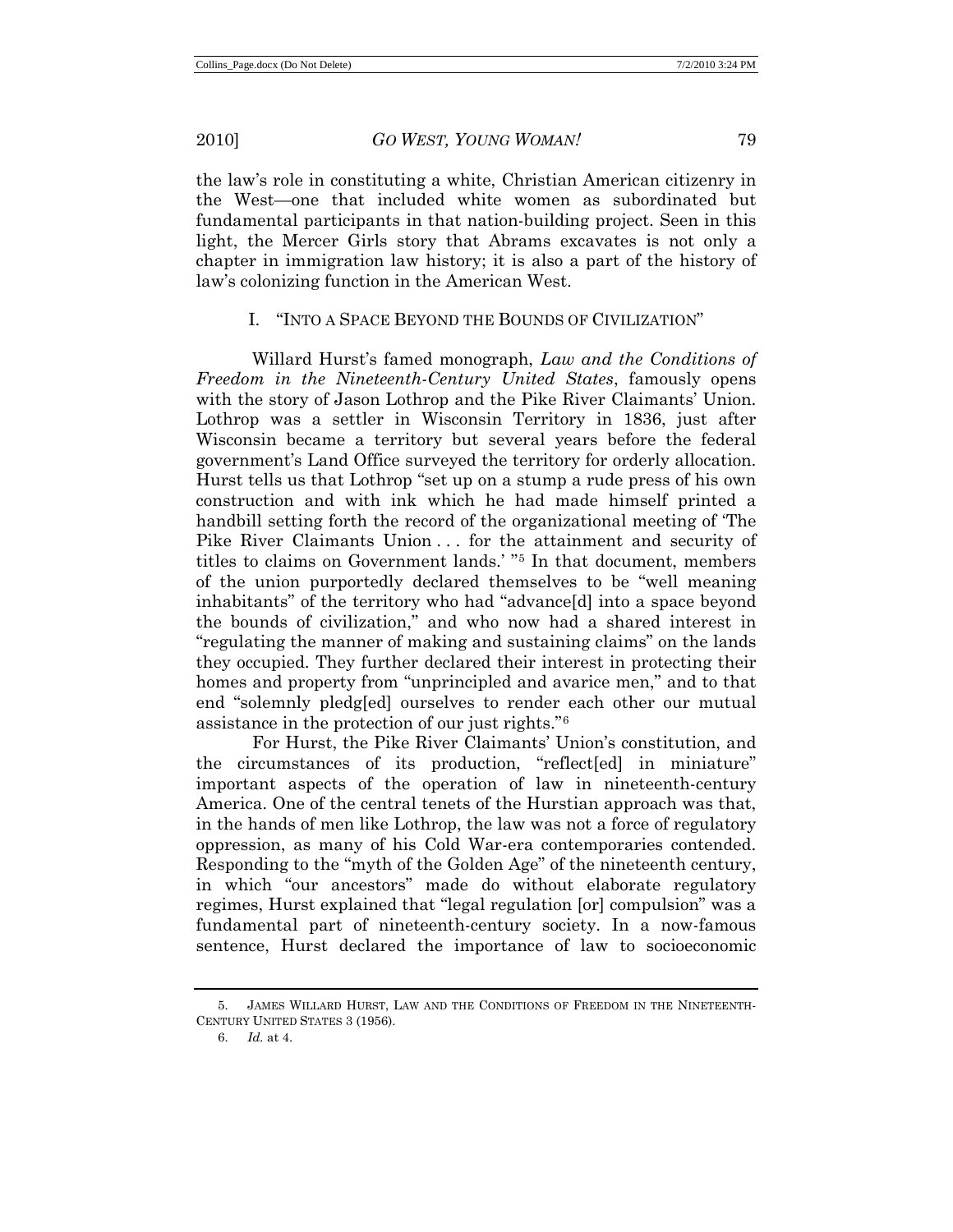the law's role in constituting a white, Christian American citizenry in the West—one that included white women as subordinated but fundamental participants in that nation-building project. Seen in this light, the Mercer Girls story that Abrams excavates is not only a chapter in immigration law history; it is also a part of the history of law's colonizing function in the American West.

## I. "INTO A SPACE BEYOND THE BOUNDS OF CIVILIZATION"

Willard Hurst's famed monograph, *Law and the Conditions of Freedom in the Nineteenth-Century United States*, famously opens with the story of Jason Lothrop and the Pike River Claimants' Union. Lothrop was a settler in Wisconsin Territory in 1836, just after Wisconsin became a territory but several years before the federal government's Land Office surveyed the territory for orderly allocation. Hurst tells us that Lothrop "set up on a stump a rude press of his own construction and with ink which he had made himself printed a handbill setting forth the record of the organizational meeting of 'The Pike River Claimants Union . . . for the attainment and security of titles to claims on Government lands.' "[5] In that document, members of the union purportedly declared themselves to be "well meaning inhabitants" of the territory who had "advance[d] into a space beyond the bounds of civilization," and who now had a shared interest in "regulating the manner of making and sustaining claims" on the lands they occupied. They further declared their interest in protecting their homes and property from "unprincipled and avarice men," and to that end "solemnly pledg[ed] ourselves to render each other our mutual assistance in the protection of our just rights."[6]

For Hurst, the Pike River Claimants' Union's constitution, and the circumstances of its production, "reflect[ed] in miniature" important aspects of the operation of law in nineteenth-century America. One of the central tenets of the Hurstian approach was that, in the hands of men like Lothrop, the law was not a force of regulatory oppression, as many of his Cold War-era contemporaries contended. Responding to the "myth of the Golden Age" of the nineteenth century, in which "our ancestors" made do without elaborate regulatory regimes, Hurst explained that "legal regulation [or] compulsion" was a fundamental part of nineteenth-century society. In a now-famous sentence, Hurst declared the importance of law to socioeconomic

---

5. JAMES WILLARD HURST, LAW AND THE CONDITIONS OF FREEDOM IN THE NINETEENTH-CENTURY UNITED STATES 3 (1956).

6. *Id.* at 4.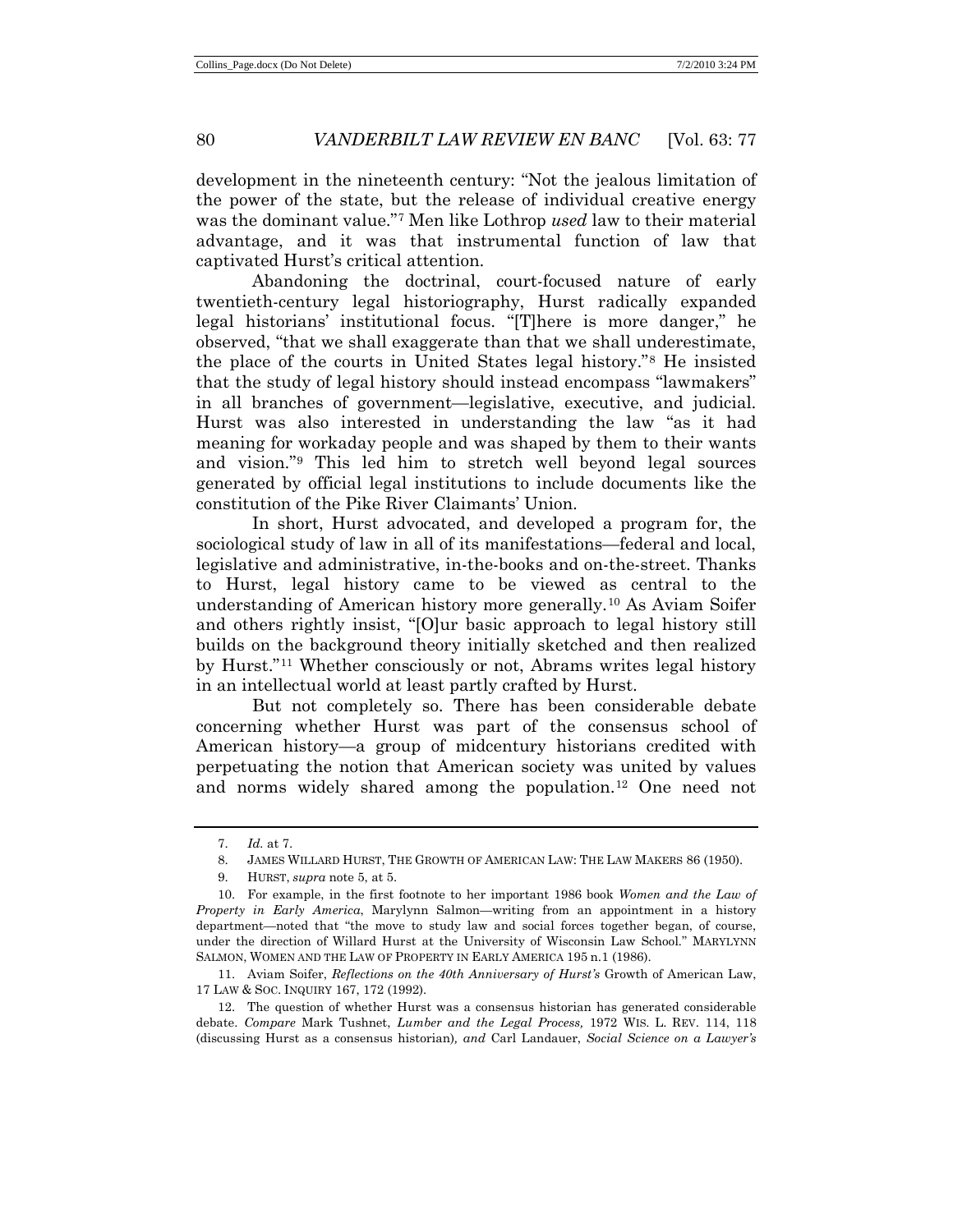development in the nineteenth century: "Not the jealous limitation of the power of the state, but the release of individual creative energy was the dominant value."[7] Men like Lothrop *used* law to their material advantage, and it was that instrumental function of law that captivated Hurst's critical attention.

Abandoning the doctrinal, court-focused nature of early twentieth-century legal historiography, Hurst radically expanded legal historians' institutional focus. "[T]here is more danger," he observed, "that we shall exaggerate than that we shall underestimate, the place of the courts in United States legal history."[8] He insisted that the study of legal history should instead encompass "lawmakers" in all branches of government—legislative, executive, and judicial. Hurst was also interested in understanding the law "as it had meaning for workaday people and was shaped by them to their wants and vision."[9] This led him to stretch well beyond legal sources generated by official legal institutions to include documents like the constitution of the Pike River Claimants' Union.

In short, Hurst advocated, and developed a program for, the sociological study of law in all of its manifestations—federal and local, legislative and administrative, in-the-books and on-the-street. Thanks to Hurst, legal history came to be viewed as central to the understanding of American history more generally.[10] As Aviam Soifer and others rightly insist, "[O]ur basic approach to legal history still builds on the background theory initially sketched and then realized by Hurst."[11] Whether consciously or not, Abrams writes legal history in an intellectual world at least partly crafted by Hurst.

But not completely so. There has been considerable debate concerning whether Hurst was part of the consensus school of American history—a group of midcentury historians credited with perpetuating the notion that American society was united by values and norms widely shared among the population.[12] One need not

---

7. *Id.* at 7.

8. JAMES WILLARD HURST, THE GROWTH OF AMERICAN LAW: THE LAW MAKERS 86 (1950).

9. HURST, *supra* note 5, at 5.

10. For example, in the first footnote to her important 1986 book *Women and the Law of Property in Early America*, Marylynn Salmon—writing from an appointment in a history department—noted that "the move to study law and social forces together began, of course, under the direction of Willard Hurst at the University of Wisconsin Law School." MARYLYNN SALMON, WOMEN AND THE LAW OF PROPERTY IN EARLY AMERICA 195 n.1 (1986).

11. Aviam Soifer, *Reflections on the 40th Anniversary of Hurst's* Growth of American Law, 17 LAW & SOC. INQUIRY 167, 172 (1992).

12. The question of whether Hurst was a consensus historian has generated considerable debate. *Compare* Mark Tushnet, *Lumber and the Legal Process,* 1972 WIS. L. REV. 114, 118 (discussing Hurst as a consensus historian)*, and* Carl Landauer, *Social Science on a Lawyer's*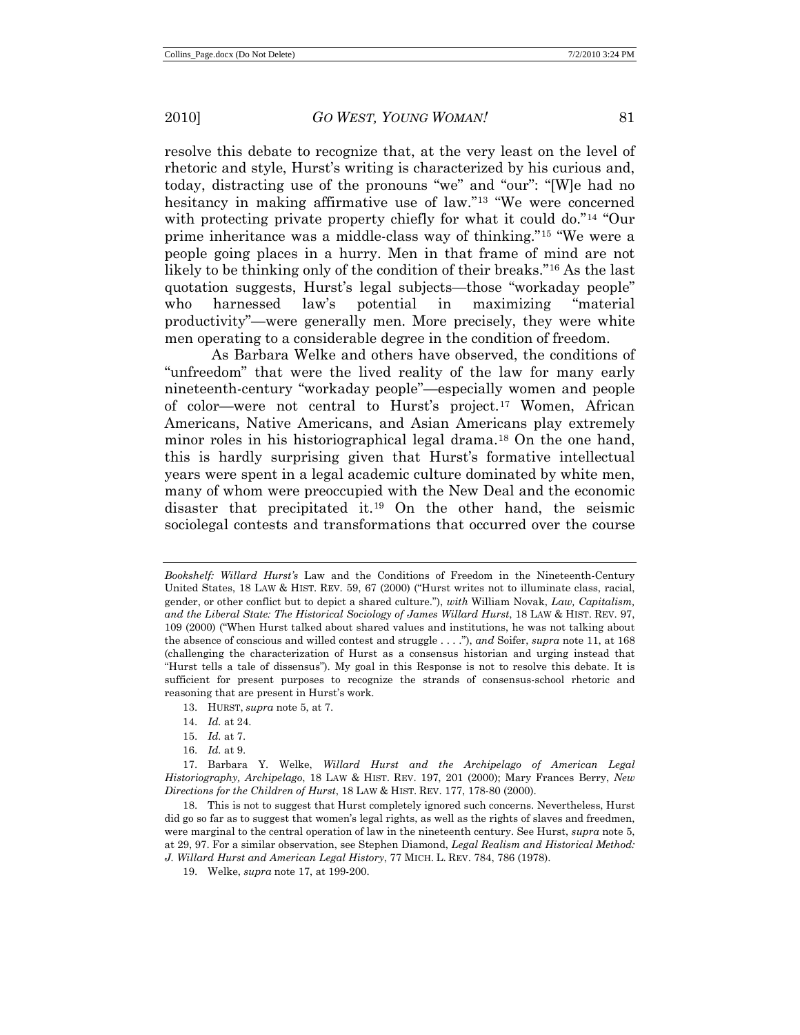resolve this debate to recognize that, at the very least on the level of rhetoric and style, Hurst's writing is characterized by his curious and, today, distracting use of the pronouns "we" and "our": "[W]e had no hesitancy in making affirmative use of law."[13] "We were concerned with protecting private property chiefly for what it could do."[14] "Our prime inheritance was a middle-class way of thinking."[15] "We were a people going places in a hurry. Men in that frame of mind are not likely to be thinking only of the condition of their breaks."[16] As the last quotation suggests, Hurst's legal subjects—those "workaday people" who harnessed law's potential in maximizing "material productivity"—were generally men. More precisely, they were white men operating to a considerable degree in the condition of freedom.

As Barbara Welke and others have observed, the conditions of "unfreedom" that were the lived reality of the law for many early nineteenth-century "workaday people"—especially women and people of color—were not central to Hurst's project.[17] Women, African Americans, Native Americans, and Asian Americans play extremely minor roles in his historiographical legal drama.[18] On the one hand, this is hardly surprising given that Hurst's formative intellectual years were spent in a legal academic culture dominated by white men, many of whom were preoccupied with the New Deal and the economic disaster that precipitated it.[19] On the other hand, the seismic sociolegal contests and transformations that occurred over the course

---

*Bookshelf: Willard Hurst's* Law and the Conditions of Freedom in the Nineteenth-Century United States, 18 LAW & HIST. REV. 59, 67 (2000) ("Hurst writes not to illuminate class, racial, gender, or other conflict but to depict a shared culture."), *with* William Novak, *Law, Capitalism, and the Liberal State: The Historical Sociology of James Willard Hurst*, 18 LAW & HIST. REV. 97, 109 (2000) ("When Hurst talked about shared values and institutions, he was not talking about the absence of conscious and willed contest and struggle . . . ."), *and* Soifer, *supra* note 11, at 168 (challenging the characterization of Hurst as a consensus historian and urging instead that "Hurst tells a tale of dissensus"). My goal in this Response is not to resolve this debate. It is sufficient for present purposes to recognize the strands of consensus-school rhetoric and reasoning that are present in Hurst's work.

13. HURST, *supra* note 5, at 7.

14. *Id.* at 24.

15. *Id.* at 7.

16. *Id.* at 9.

17. Barbara Y. Welke, *Willard Hurst and the Archipelago of American Legal Historiography, Archipelago*, 18 LAW & HIST. REV. 197, 201 (2000); Mary Frances Berry, *New Directions for the Children of Hurst*, 18 LAW & HIST. REV. 177, 178-80 (2000).

18. This is not to suggest that Hurst completely ignored such concerns. Nevertheless, Hurst did go so far as to suggest that women's legal rights, as well as the rights of slaves and freedmen, were marginal to the central operation of law in the nineteenth century. See Hurst, *supra* note 5, at 29, 97. For a similar observation, see Stephen Diamond, *Legal Realism and Historical Method: J. Willard Hurst and American Legal History*, 77 MICH. L. REV. 784, 786 (1978).

19. Welke, *supra* note 17, at 199-200.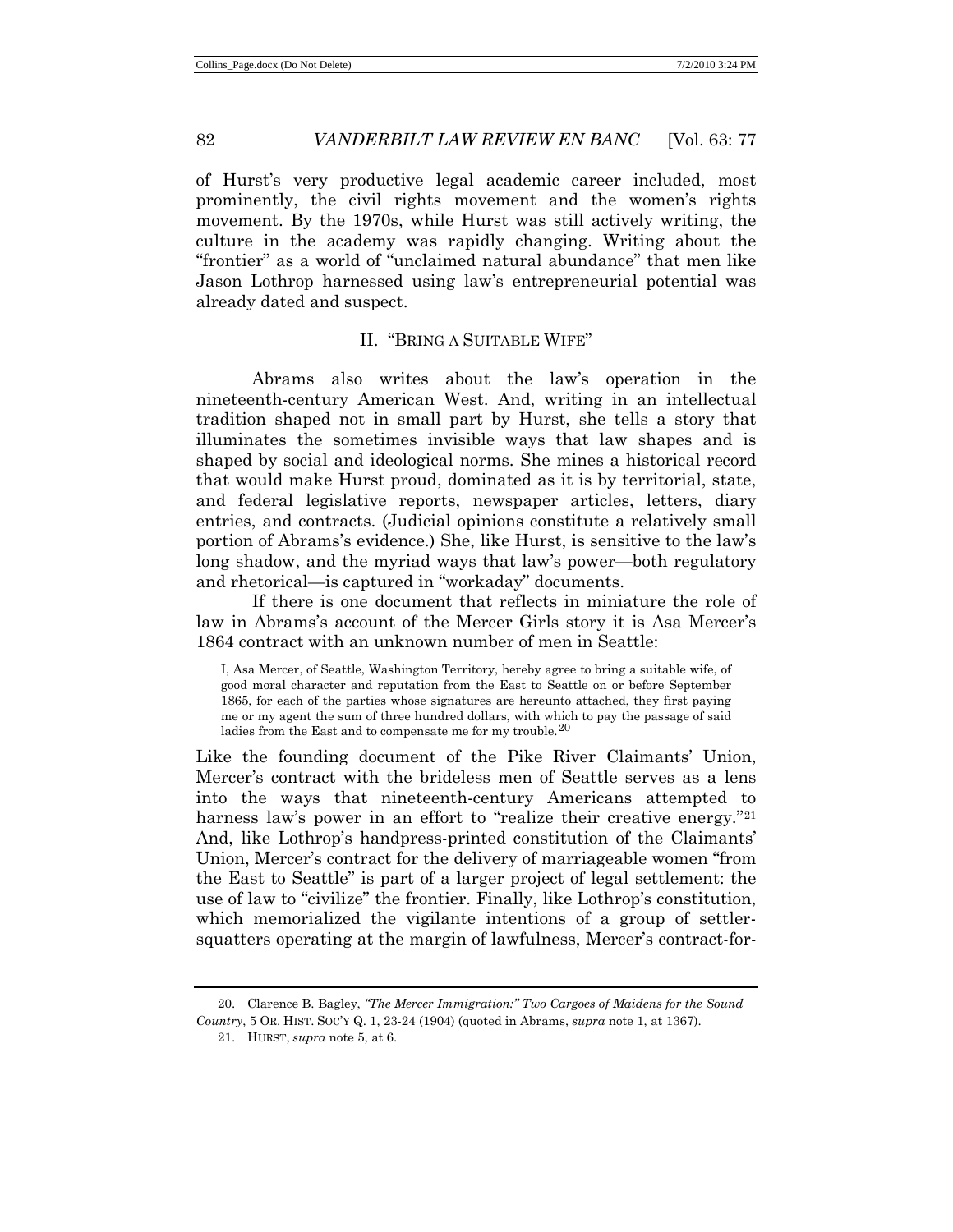of Hurst's very productive legal academic career included, most prominently, the civil rights movement and the women's rights movement. By the 1970s, while Hurst was still actively writing, the culture in the academy was rapidly changing. Writing about the "frontier" as a world of "unclaimed natural abundance" that men like Jason Lothrop harnessed using law's entrepreneurial potential was already dated and suspect.

## II. "BRING A SUITABLE WIFE"

Abrams also writes about the law's operation in the nineteenth-century American West. And, writing in an intellectual tradition shaped not in small part by Hurst, she tells a story that illuminates the sometimes invisible ways that law shapes and is shaped by social and ideological norms. She mines a historical record that would make Hurst proud, dominated as it is by territorial, state, and federal legislative reports, newspaper articles, letters, diary entries, and contracts. (Judicial opinions constitute a relatively small portion of Abrams's evidence.) She, like Hurst, is sensitive to the law's long shadow, and the myriad ways that law's power—both regulatory and rhetorical—is captured in "workaday" documents.

If there is one document that reflects in miniature the role of law in Abrams's account of the Mercer Girls story it is Asa Mercer's 1864 contract with an unknown number of men in Seattle:

> I, Asa Mercer, of Seattle, Washington Territory, hereby agree to bring a suitable wife, of good moral character and reputation from the East to Seattle on or before September 1865, for each of the parties whose signatures are hereunto attached, they first paying me or my agent the sum of three hundred dollars, with which to pay the passage of said ladies from the East and to compensate me for my trouble.[20]

Like the founding document of the Pike River Claimants' Union, Mercer's contract with the brideless men of Seattle serves as a lens into the ways that nineteenth-century Americans attempted to harness law's power in an effort to "realize their creative energy."[21] And, like Lothrop's handpress-printed constitution of the Claimants' Union, Mercer's contract for the delivery of marriageable women "from the East to Seattle" is part of a larger project of legal settlement: the use of law to "civilize" the frontier. Finally, like Lothrop's constitution, which memorialized the vigilante intentions of a group of settler-squatters operating at the margin of lawfulness, Mercer's contract-for-

---

20. Clarence B. Bagley, *"The Mercer Immigration:" Two Cargoes of Maidens for the Sound Country*, 5 OR. HIST. SOC'Y Q. 1, 23-24 (1904) (quoted in Abrams, *supra* note 1, at 1367).

21. HURST, *supra* note 5, at 6.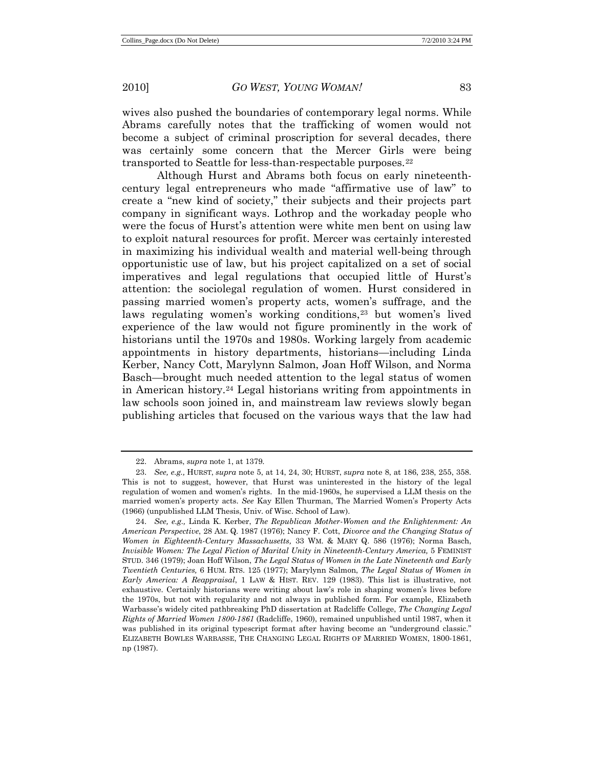wives also pushed the boundaries of contemporary legal norms. While Abrams carefully notes that the trafficking of women would not become a subject of criminal proscription for several decades, there was certainly some concern that the Mercer Girls were being transported to Seattle for less-than-respectable purposes.[22]

Although Hurst and Abrams both focus on early nineteenth-century legal entrepreneurs who made "affirmative use of law" to create a "new kind of society," their subjects and their projects part company in significant ways. Lothrop and the workaday people who were the focus of Hurst's attention were white men bent on using law to exploit natural resources for profit. Mercer was certainly interested in maximizing his individual wealth and material well-being through opportunistic use of law, but his project capitalized on a set of social imperatives and legal regulations that occupied little of Hurst's attention: the sociolegal regulation of women. Hurst considered in passing married women's property acts, women's suffrage, and the laws regulating women's working conditions,[23] but women's lived experience of the law would not figure prominently in the work of historians until the 1970s and 1980s. Working largely from academic appointments in history departments, historians—including Linda Kerber, Nancy Cott, Marylynn Salmon, Joan Hoff Wilson, and Norma Basch—brought much needed attention to the legal status of women in American history.[24] Legal historians writing from appointments in law schools soon joined in, and mainstream law reviews slowly began publishing articles that focused on the various ways that the law had

---

22. Abrams, *supra* note 1, at 1379.

23. *See, e.g.,* HURST, *supra* note 5, at 14, 24, 30; HURST, *supra* note 8, at 186, 238, 255, 358. This is not to suggest, however, that Hurst was uninterested in the history of the legal regulation of women and women's rights. In the mid-1960s, he supervised a LLM thesis on the married women's property acts. *See* Kay Ellen Thurman, The Married Women's Property Acts (1966) (unpublished LLM Thesis, Univ. of Wisc. School of Law).

24. *See, e.g.,* Linda K. Kerber, *The Republican Mother-Women and the Enlightenment: An American Perspective*, 28 AM. Q. 1987 (1976); Nancy F. Cott, *Divorce and the Changing Status of Women in Eighteenth-Century Massachusetts,* 33 WM. & MARY Q. 586 (1976); Norma Basch, *Invisible Women: The Legal Fiction of Marital Unity in Nineteenth-Century America,* 5 FEMINIST STUD. 346 (1979); Joan Hoff Wilson, *The Legal Status of Women in the Late Nineteenth and Early Twentieth Centuries,* 6 HUM. RTS. 125 (1977); Marylynn Salmon, *The Legal Status of Women in Early America: A Reappraisal*, 1 LAW & HIST. REV. 129 (1983). This list is illustrative, not exhaustive. Certainly historians were writing about law's role in shaping women's lives before the 1970s, but not with regularity and not always in published form. For example, Elizabeth Warbasse's widely cited pathbreaking PhD dissertation at Radcliffe College, *The Changing Legal Rights of Married Women 1800-1861* (Radcliffe, 1960), remained unpublished until 1987, when it was published in its original typescript format after having become an "underground classic." ELIZABETH BOWLES WARBASSE, THE CHANGING LEGAL RIGHTS OF MARRIED WOMEN, 1800-1861, np (1987).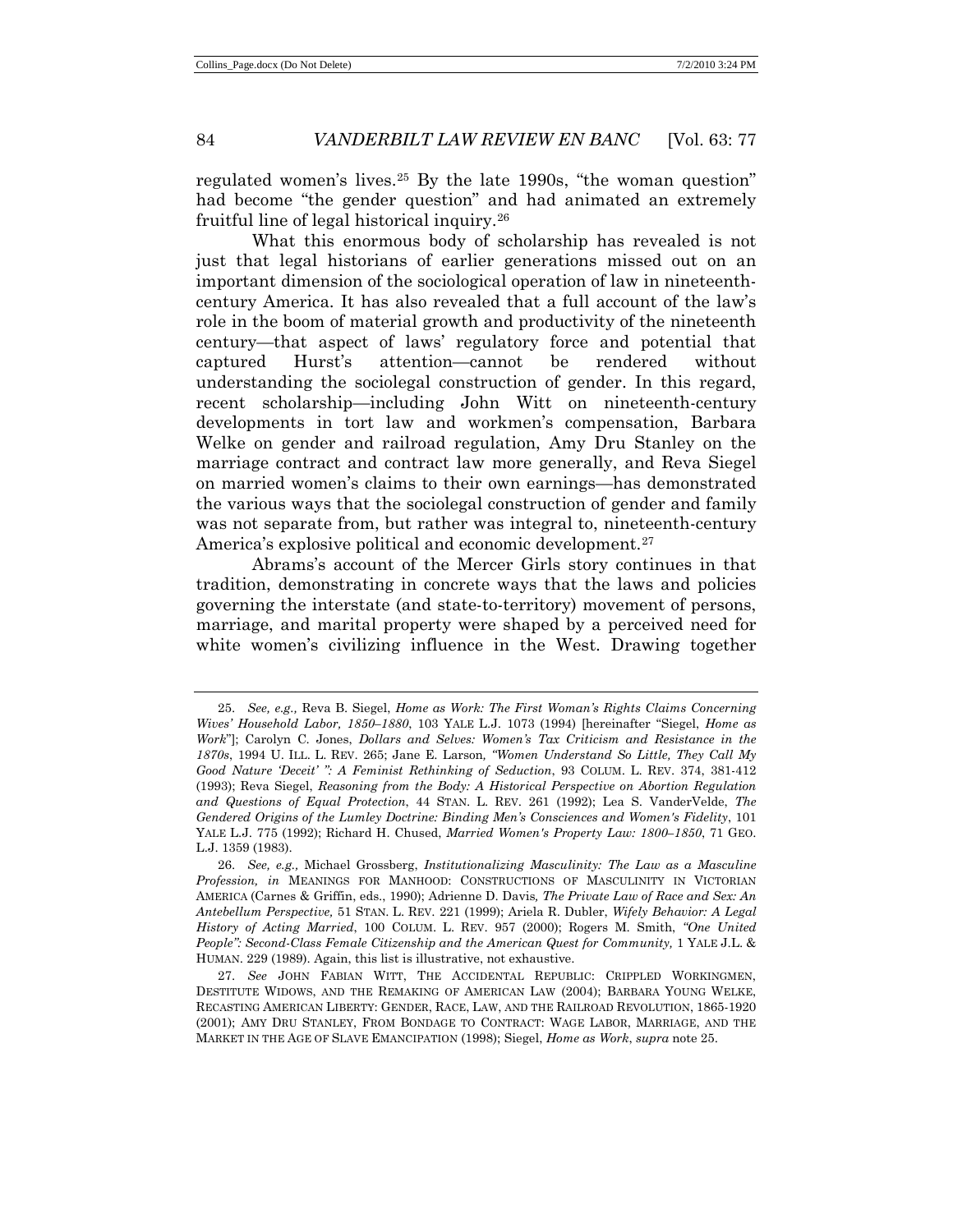regulated women's lives.[25] By the late 1990s, "the woman question" had become "the gender question" and had animated an extremely fruitful line of legal historical inquiry.[26]

What this enormous body of scholarship has revealed is not just that legal historians of earlier generations missed out on an important dimension of the sociological operation of law in nineteenth-century America. It has also revealed that a full account of the law's role in the boom of material growth and productivity of the nineteenth century—that aspect of laws' regulatory force and potential that captured Hurst's attention—cannot be rendered without understanding the sociolegal construction of gender. In this regard, recent scholarship—including John Witt on nineteenth-century developments in tort law and workmen's compensation, Barbara Welke on gender and railroad regulation, Amy Dru Stanley on the marriage contract and contract law more generally, and Reva Siegel on married women's claims to their own earnings—has demonstrated the various ways that the sociolegal construction of gender and family was not separate from, but rather was integral to, nineteenth-century America's explosive political and economic development.[27]

Abrams's account of the Mercer Girls story continues in that tradition, demonstrating in concrete ways that the laws and policies governing the interstate (and state-to-territory) movement of persons, marriage, and marital property were shaped by a perceived need for white women's civilizing influence in the West. Drawing together

---

25. *See, e.g.*, Reva B. Siegel, *Home as Work: The First Woman's Rights Claims Concerning Wives' Household Labor, 1850–1880*, 103 YALE L.J. 1073 (1994) [hereinafter "Siegel, *Home as Work*"]; Carolyn C. Jones, *Dollars and Selves: Women's Tax Criticism and Resistance in the 1870s*, 1994 U. ILL. L. REV. 265; Jane E. Larson, *"Women Understand So Little, They Call My Good Nature 'Deceit' ": A Feminist Rethinking of Seduction*, 93 COLUM. L. REV. 374, 381-412 (1993); Reva Siegel, *Reasoning from the Body: A Historical Perspective on Abortion Regulation and Questions of Equal Protection*, 44 STAN. L. REV. 261 (1992); Lea S. VanderVelde, *The Gendered Origins of the Lumley Doctrine: Binding Men's Consciences and Women's Fidelity*, 101 YALE L.J. 775 (1992); Richard H. Chused, *Married Women's Property Law: 1800–1850*, 71 GEO. L.J. 1359 (1983).

26. *See, e.g.*, Michael Grossberg, *Institutionalizing Masculinity: The Law as a Masculine Profession, in* MEANINGS FOR MANHOOD: CONSTRUCTIONS OF MASCULINITY IN VICTORIAN AMERICA (Carnes & Griffin, eds., 1990); Adrienne D. Davis, *The Private Law of Race and Sex: An Antebellum Perspective,* 51 STAN. L. REV. 221 (1999); Ariela R. Dubler, *Wifely Behavior: A Legal History of Acting Married*, 100 COLUM. L. REV. 957 (2000); Rogers M. Smith, *"One United People": Second-Class Female Citizenship and the American Quest for Community,* 1 YALE J.L. & HUMAN. 229 (1989). Again, this list is illustrative, not exhaustive.

27. *See* JOHN FABIAN WITT, THE ACCIDENTAL REPUBLIC: CRIPPLED WORKINGMEN, DESTITUTE WIDOWS, AND THE REMAKING OF AMERICAN LAW (2004); BARBARA YOUNG WELKE, RECASTING AMERICAN LIBERTY: GENDER, RACE, LAW, AND THE RAILROAD REVOLUTION, 1865-1920 (2001); AMY DRU STANLEY, FROM BONDAGE TO CONTRACT: WAGE LABOR, MARRIAGE, AND THE MARKET IN THE AGE OF SLAVE EMANCIPATION (1998); Siegel, *Home as Work*, *supra* note 25.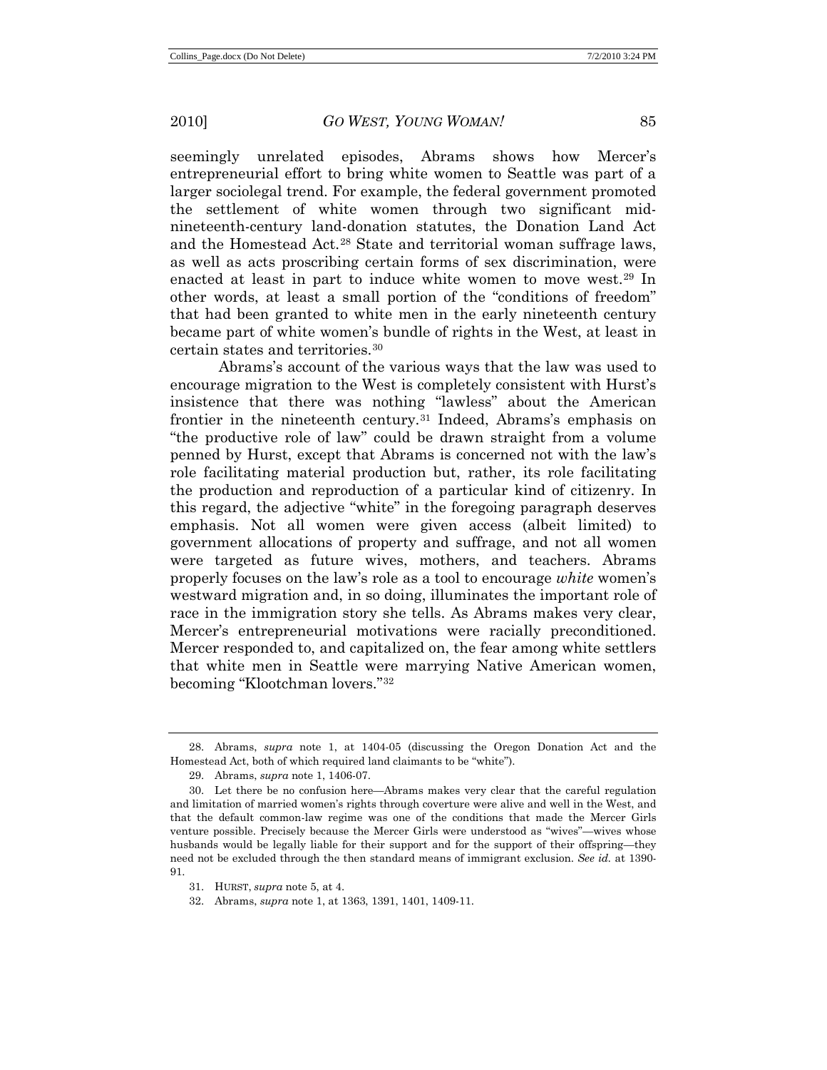seemingly unrelated episodes, Abrams shows how Mercer's entrepreneurial effort to bring white women to Seattle was part of a larger sociolegal trend. For example, the federal government promoted the settlement of white women through two significant mid-nineteenth-century land-donation statutes, the Donation Land Act and the Homestead Act.[28] State and territorial woman suffrage laws, as well as acts proscribing certain forms of sex discrimination, were enacted at least in part to induce white women to move west.[29] In other words, at least a small portion of the "conditions of freedom" that had been granted to white men in the early nineteenth century became part of white women's bundle of rights in the West, at least in certain states and territories.[30]

Abrams's account of the various ways that the law was used to encourage migration to the West is completely consistent with Hurst's insistence that there was nothing "lawless" about the American frontier in the nineteenth century.[31] Indeed, Abrams's emphasis on "the productive role of law" could be drawn straight from a volume penned by Hurst, except that Abrams is concerned not with the law's role facilitating material production but, rather, its role facilitating the production and reproduction of a particular kind of citizenry. In this regard, the adjective "white" in the foregoing paragraph deserves emphasis. Not all women were given access (albeit limited) to government allocations of property and suffrage, and not all women were targeted as future wives, mothers, and teachers. Abrams properly focuses on the law's role as a tool to encourage *white* women's westward migration and, in so doing, illuminates the important role of race in the immigration story she tells. As Abrams makes very clear, Mercer's entrepreneurial motivations were racially preconditioned. Mercer responded to, and capitalized on, the fear among white settlers that white men in Seattle were marrying Native American women, becoming "Klootchman lovers."[32]

---

28. Abrams, *supra* note 1, at 1404-05 (discussing the Oregon Donation Act and the Homestead Act, both of which required land claimants to be "white").

29. Abrams, *supra* note 1, 1406-07.

30. Let there be no confusion here—Abrams makes very clear that the careful regulation and limitation of married women's rights through coverture were alive and well in the West, and that the default common-law regime was one of the conditions that made the Mercer Girls venture possible. Precisely because the Mercer Girls were understood as "wives"—wives whose husbands would be legally liable for their support and for the support of their offspring—they need not be excluded through the then standard means of immigrant exclusion. *See id.* at 1390-91.

31. HURST, *supra* note 5, at 4.

32. Abrams, *supra* note 1, at 1363, 1391, 1401, 1409-11.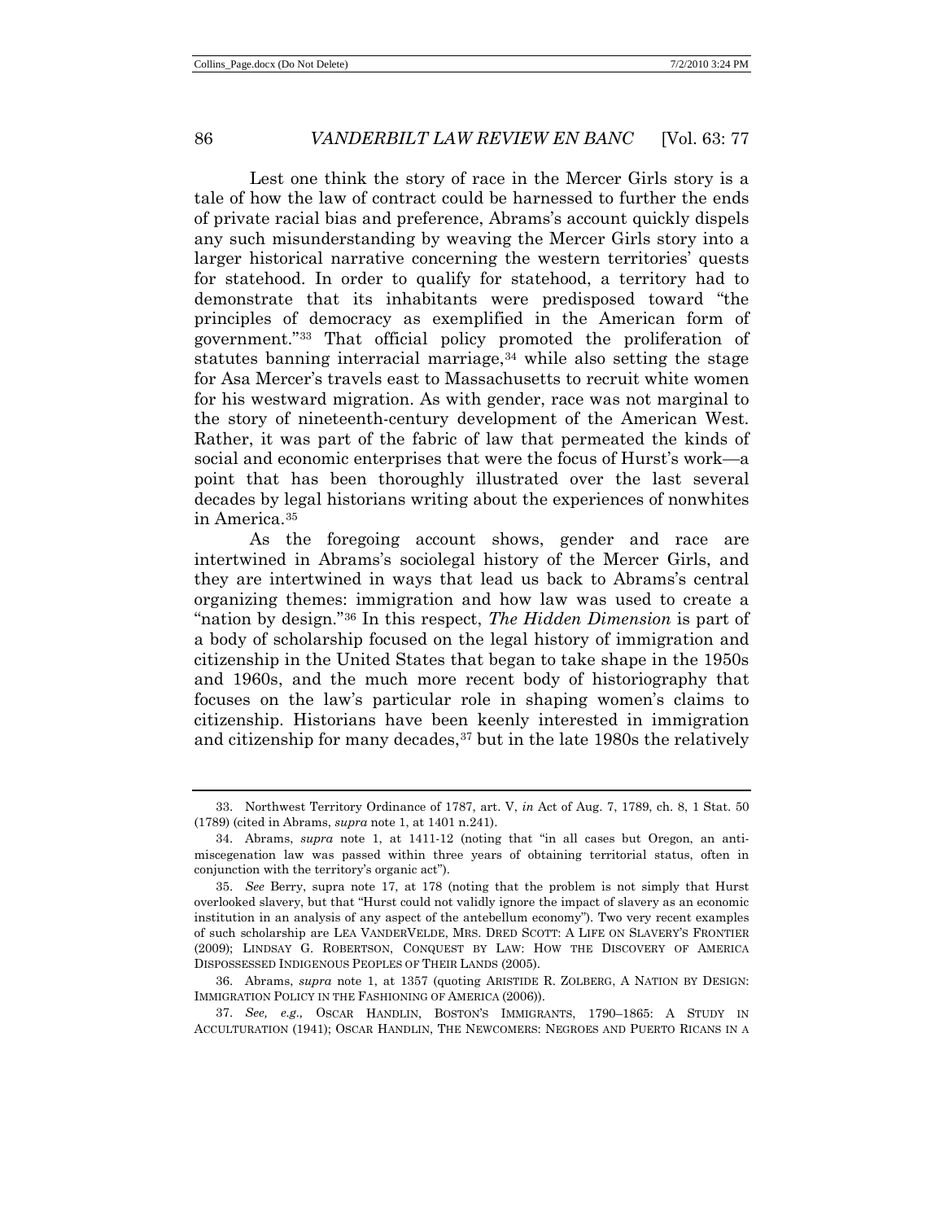Lest one think the story of race in the Mercer Girls story is a tale of how the law of contract could be harnessed to further the ends of private racial bias and preference, Abrams's account quickly dispels any such misunderstanding by weaving the Mercer Girls story into a larger historical narrative concerning the western territories' quests for statehood. In order to qualify for statehood, a territory had to demonstrate that its inhabitants were predisposed toward "the principles of democracy as exemplified in the American form of government."[33] That official policy promoted the proliferation of statutes banning interracial marriage,[34] while also setting the stage for Asa Mercer's travels east to Massachusetts to recruit white women for his westward migration. As with gender, race was not marginal to the story of nineteenth-century development of the American West. Rather, it was part of the fabric of law that permeated the kinds of social and economic enterprises that were the focus of Hurst's work—a point that has been thoroughly illustrated over the last several decades by legal historians writing about the experiences of nonwhites in America.[35]

As the foregoing account shows, gender and race are intertwined in Abrams's sociolegal history of the Mercer Girls, and they are intertwined in ways that lead us back to Abrams's central organizing themes: immigration and how law was used to create a "nation by design."[36] In this respect, *The Hidden Dimension* is part of a body of scholarship focused on the legal history of immigration and citizenship in the United States that began to take shape in the 1950s and 1960s, and the much more recent body of historiography that focuses on the law's particular role in shaping women's claims to citizenship. Historians have been keenly interested in immigration and citizenship for many decades,[37] but in the late 1980s the relatively

---

33. Northwest Territory Ordinance of 1787, art. V, *in* Act of Aug. 7, 1789, ch. 8, 1 Stat. 50 (1789) (cited in Abrams, *supra* note 1, at 1401 n.241).

34. Abrams, *supra* note 1, at 1411-12 (noting that "in all cases but Oregon, an anti-miscegenation law was passed within three years of obtaining territorial status, often in conjunction with the territory's organic act").

35. *See* Berry, supra note 17, at 178 (noting that the problem is not simply that Hurst overlooked slavery, but that "Hurst could not validly ignore the impact of slavery as an economic institution in an analysis of any aspect of the antebellum economy"). Two very recent examples of such scholarship are LEA VANDERVELDE, MRS. DRED SCOTT: A LIFE ON SLAVERY'S FRONTIER (2009); LINDSAY G. ROBERTSON, CONQUEST BY LAW: HOW THE DISCOVERY OF AMERICA DISPOSSESSED INDIGENOUS PEOPLES OF THEIR LANDS (2005).

36. Abrams, *supra* note 1, at 1357 (quoting ARISTIDE R. ZOLBERG, A NATION BY DESIGN: IMMIGRATION POLICY IN THE FASHIONING OF AMERICA (2006)).

37. *See, e.g.,* OSCAR HANDLIN, BOSTON'S IMMIGRANTS, 1790–1865: A STUDY IN ACCULTURATION (1941); OSCAR HANDLIN, THE NEWCOMERS: NEGROES AND PUERTO RICANS IN A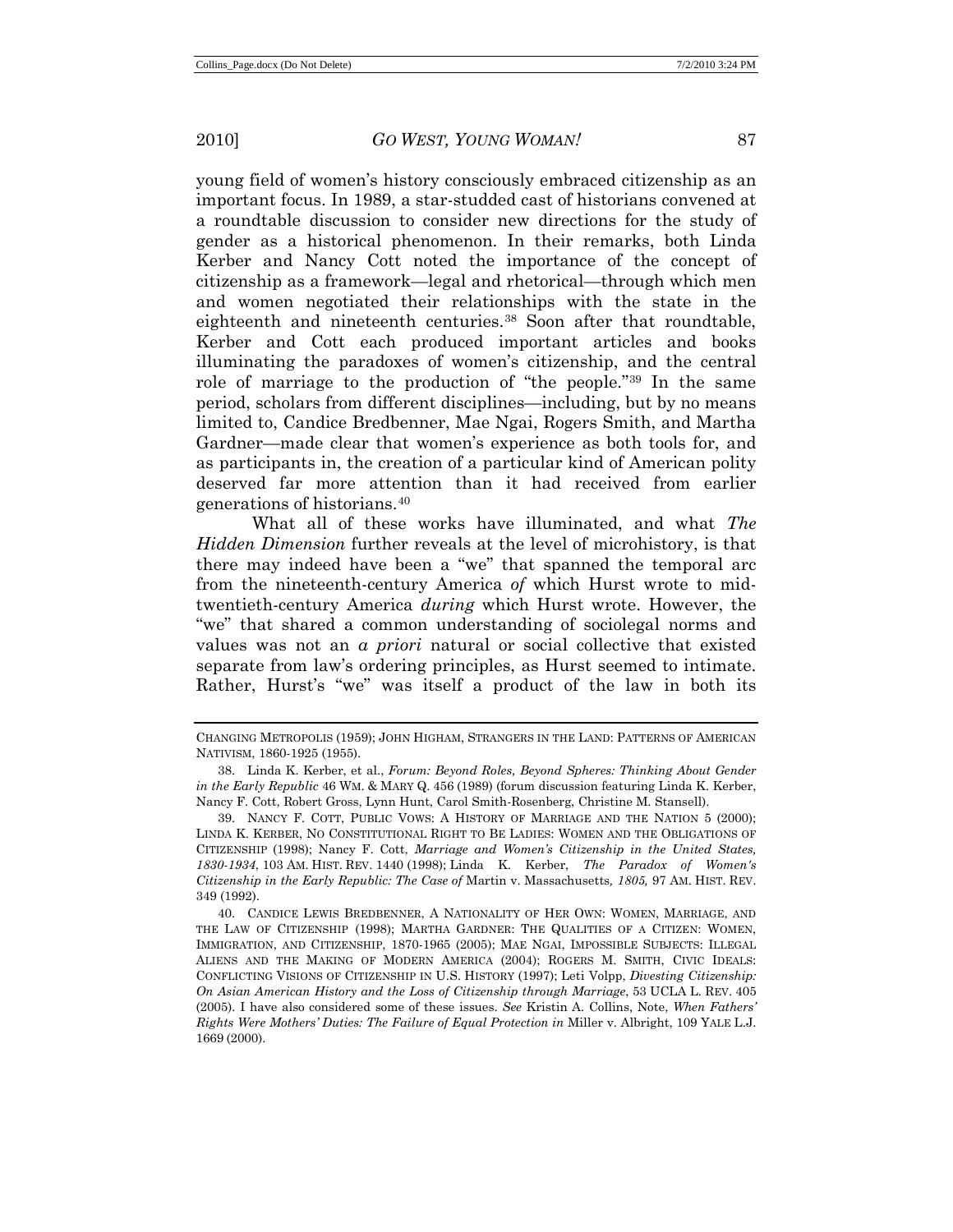young field of women's history consciously embraced citizenship as an important focus. In 1989, a star-studded cast of historians convened at a roundtable discussion to consider new directions for the study of gender as a historical phenomenon. In their remarks, both Linda Kerber and Nancy Cott noted the importance of the concept of citizenship as a framework—legal and rhetorical—through which men and women negotiated their relationships with the state in the eighteenth and nineteenth centuries.[38] Soon after that roundtable, Kerber and Cott each produced important articles and books illuminating the paradoxes of women's citizenship, and the central role of marriage to the production of "the people."[39] In the same period, scholars from different disciplines—including, but by no means limited to, Candice Bredbenner, Mae Ngai, Rogers Smith, and Martha Gardner—made clear that women's experience as both tools for, and as participants in, the creation of a particular kind of American polity deserved far more attention than it had received from earlier generations of historians.[40]

What all of these works have illuminated, and what *The Hidden Dimension* further reveals at the level of microhistory, is that there may indeed have been a "we" that spanned the temporal arc from the nineteenth-century America *of* which Hurst wrote to mid-twentieth-century America *during* which Hurst wrote. However, the "we" that shared a common understanding of sociolegal norms and values was not an *a priori* natural or social collective that existed separate from law's ordering principles, as Hurst seemed to intimate. Rather, Hurst's "we" was itself a product of the law in both its

---

CHANGING METROPOLIS (1959); JOHN HIGHAM, STRANGERS IN THE LAND: PATTERNS OF AMERICAN NATIVISM, 1860-1925 (1955).

38. Linda K. Kerber, et al., *Forum: Beyond Roles, Beyond Spheres: Thinking About Gender in the Early Republic* 46 WM. & MARY Q. 456 (1989) (forum discussion featuring Linda K. Kerber, Nancy F. Cott, Robert Gross, Lynn Hunt, Carol Smith-Rosenberg, Christine M. Stansell).

39. NANCY F. COTT, PUBLIC VOWS: A HISTORY OF MARRIAGE AND THE NATION 5 (2000); LINDA K. KERBER, NO CONSTITUTIONAL RIGHT TO BE LADIES: WOMEN AND THE OBLIGATIONS OF CITIZENSHIP (1998); Nancy F. Cott, *Marriage and Women's Citizenship in the United States, 1830-1934*, 103 AM. HIST. REV. 1440 (1998); Linda K. Kerber, *The Paradox of Women's Citizenship in the Early Republic: The Case of* Martin v. Massachusetts*, 1805,* 97 AM. HIST. REV. 349 (1992).

40. CANDICE LEWIS BREDBENNER, A NATIONALITY OF HER OWN: WOMEN, MARRIAGE, AND THE LAW OF CITIZENSHIP (1998); MARTHA GARDNER: THE QUALITIES OF A CITIZEN: WOMEN, IMMIGRATION, AND CITIZENSHIP, 1870-1965 (2005); MAE NGAI, IMPOSSIBLE SUBJECTS: ILLEGAL ALIENS AND THE MAKING OF MODERN AMERICA (2004); ROGERS M. SMITH, CIVIC IDEALS: CONFLICTING VISIONS OF CITIZENSHIP IN U.S. HISTORY (1997); Leti Volpp, *Divesting Citizenship: On Asian American History and the Loss of Citizenship through Marriage*, 53 UCLA L. REV. 405 (2005). I have also considered some of these issues. *See* Kristin A. Collins, Note, *When Fathers' Rights Were Mothers' Duties: The Failure of Equal Protection in* Miller v. Albright, 109 YALE L.J. 1669 (2000).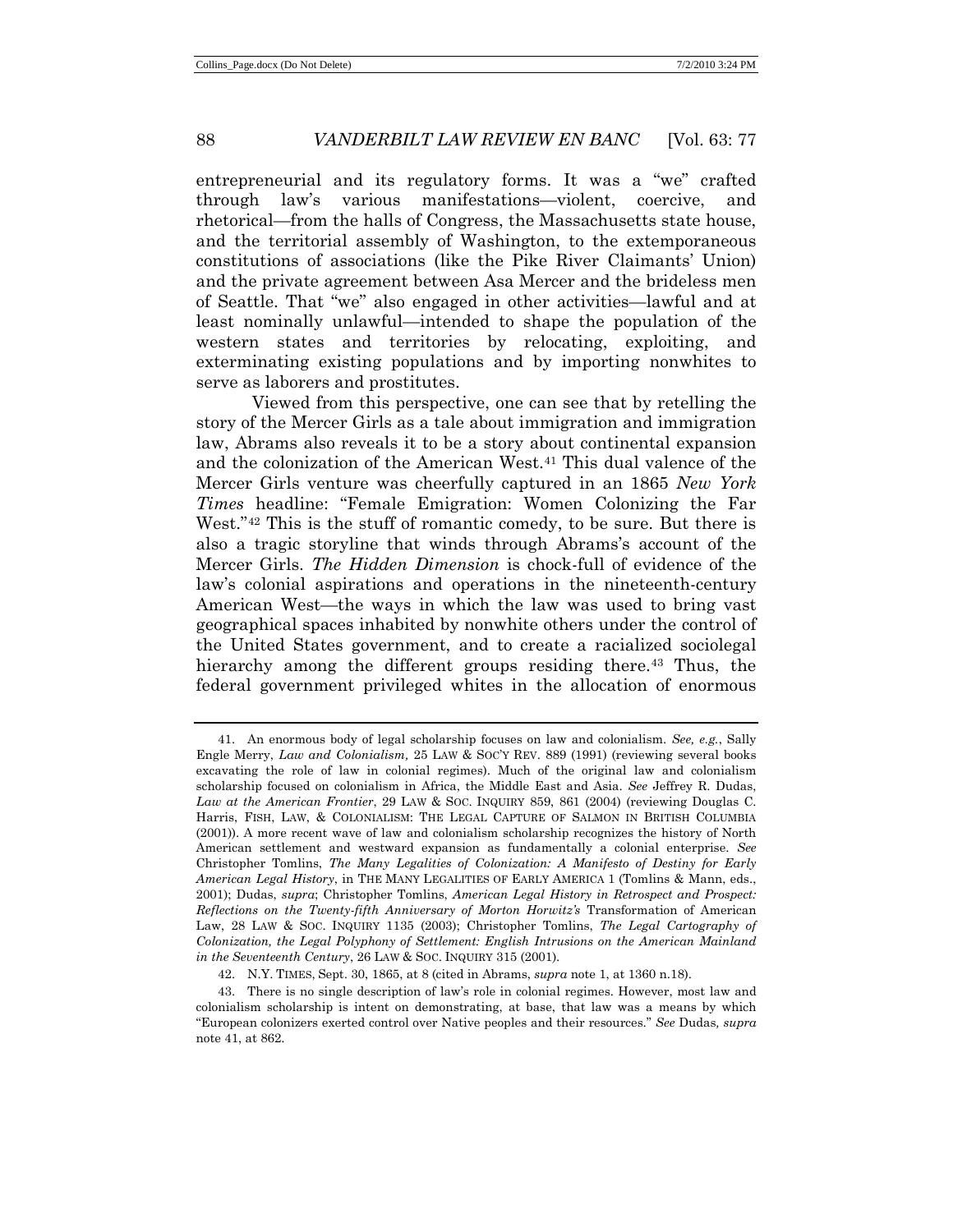entrepreneurial and its regulatory forms. It was a "we" crafted through law's various manifestations—violent, coercive, and rhetorical—from the halls of Congress, the Massachusetts state house, and the territorial assembly of Washington, to the extemporaneous constitutions of associations (like the Pike River Claimants' Union) and the private agreement between Asa Mercer and the brideless men of Seattle. That "we" also engaged in other activities—lawful and at least nominally unlawful—intended to shape the population of the western states and territories by relocating, exploiting, and exterminating existing populations and by importing nonwhites to serve as laborers and prostitutes.

Viewed from this perspective, one can see that by retelling the story of the Mercer Girls as a tale about immigration and immigration law, Abrams also reveals it to be a story about continental expansion and the colonization of the American West.[41] This dual valence of the Mercer Girls venture was cheerfully captured in an 1865 *New York Times* headline: "Female Emigration: Women Colonizing the Far West."[42] This is the stuff of romantic comedy, to be sure. But there is also a tragic storyline that winds through Abrams's account of the Mercer Girls. *The Hidden Dimension* is chock-full of evidence of the law's colonial aspirations and operations in the nineteenth-century American West—the ways in which the law was used to bring vast geographical spaces inhabited by nonwhite others under the control of the United States government, and to create a racialized sociolegal hierarchy among the different groups residing there.[43] Thus, the federal government privileged whites in the allocation of enormous

---

41. An enormous body of legal scholarship focuses on law and colonialism. *See, e.g.*, Sally Engle Merry, *Law and Colonialism*, 25 LAW & SOC'Y REV. 889 (1991) (reviewing several books excavating the role of law in colonial regimes). Much of the original law and colonialism scholarship focused on colonialism in Africa, the Middle East and Asia. *See* Jeffrey R. Dudas, *Law at the American Frontier*, 29 LAW & SOC. INQUIRY 859, 861 (2004) (reviewing Douglas C. Harris, FISH, LAW, & COLONIALISM: THE LEGAL CAPTURE OF SALMON IN BRITISH COLUMBIA (2001)). A more recent wave of law and colonialism scholarship recognizes the history of North American settlement and westward expansion as fundamentally a colonial enterprise. *See* Christopher Tomlins, *The Many Legalities of Colonization: A Manifesto of Destiny for Early American Legal History*, in THE MANY LEGALITIES OF EARLY AMERICA 1 (Tomlins & Mann, eds., 2001); Dudas, *supra*; Christopher Tomlins, *American Legal History in Retrospect and Prospect: Reflections on the Twenty-fifth Anniversary of Morton Horwitz's* Transformation of American Law, 28 LAW & SOC. INQUIRY 1135 (2003); Christopher Tomlins, *The Legal Cartography of Colonization, the Legal Polyphony of Settlement: English Intrusions on the American Mainland in the Seventeenth Century*, 26 LAW & SOC. INQUIRY 315 (2001).

42. N.Y. TIMES, Sept. 30, 1865, at 8 (cited in Abrams, *supra* note 1, at 1360 n.18).

43. There is no single description of law's role in colonial regimes. However, most law and colonialism scholarship is intent on demonstrating, at base, that law was a means by which "European colonizers exerted control over Native peoples and their resources." *See* Dudas, *supra* note 41, at 862.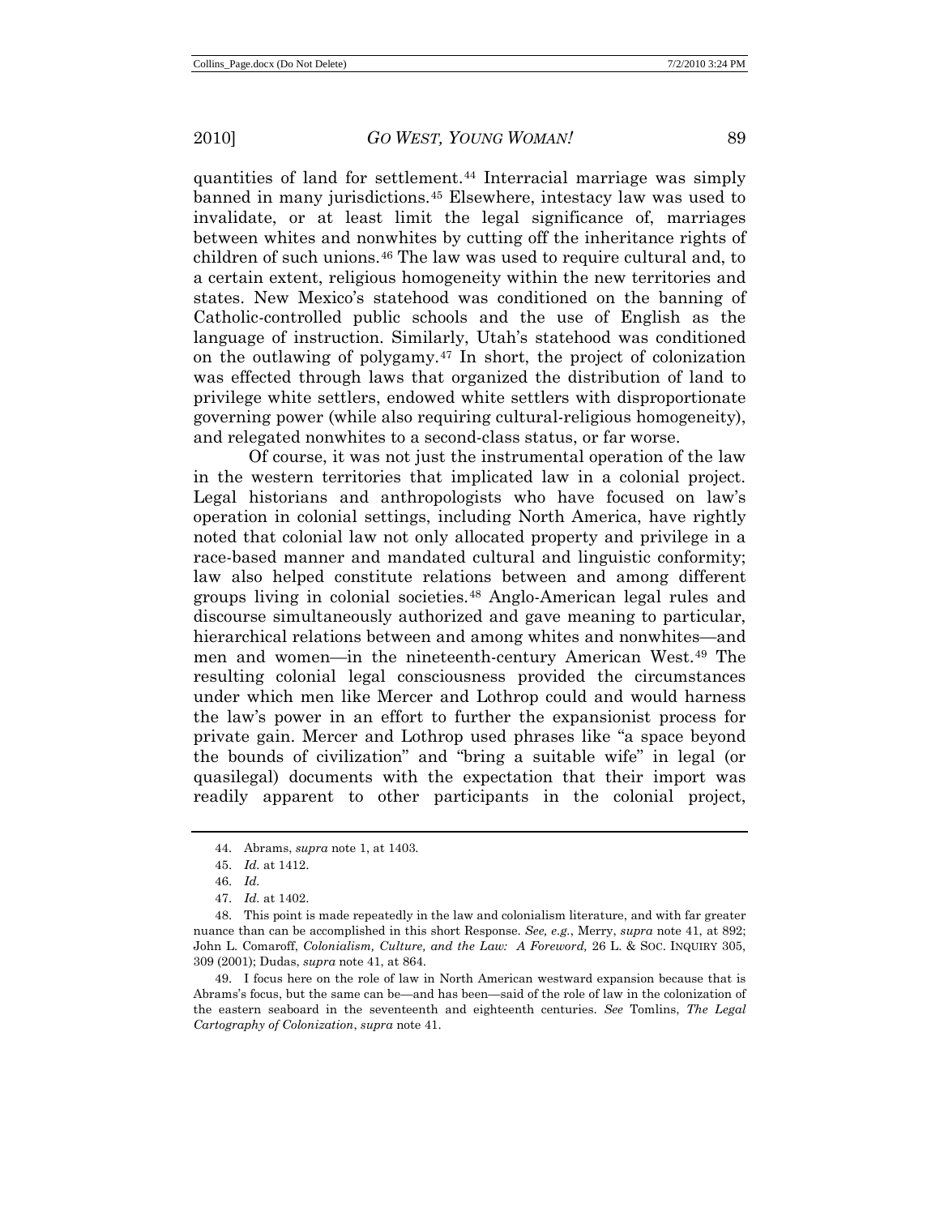quantities of land for settlement.[44] Interracial marriage was simply banned in many jurisdictions.[45] Elsewhere, intestacy law was used to invalidate, or at least limit the legal significance of, marriages between whites and nonwhites by cutting off the inheritance rights of children of such unions.[46] The law was used to require cultural and, to a certain extent, religious homogeneity within the new territories and states. New Mexico's statehood was conditioned on the banning of Catholic-controlled public schools and the use of English as the language of instruction. Similarly, Utah's statehood was conditioned on the outlawing of polygamy.[47] In short, the project of colonization was effected through laws that organized the distribution of land to privilege white settlers, endowed white settlers with disproportionate governing power (while also requiring cultural-religious homogeneity), and relegated nonwhites to a second-class status, or far worse.

Of course, it was not just the instrumental operation of the law in the western territories that implicated law in a colonial project. Legal historians and anthropologists who have focused on law's operation in colonial settings, including North America, have rightly noted that colonial law not only allocated property and privilege in a race-based manner and mandated cultural and linguistic conformity; law also helped constitute relations between and among different groups living in colonial societies.[48] Anglo-American legal rules and discourse simultaneously authorized and gave meaning to particular, hierarchical relations between and among whites and nonwhites—and men and women—in the nineteenth-century American West.[49] The resulting colonial legal consciousness provided the circumstances under which men like Mercer and Lothrop could and would harness the law's power in an effort to further the expansionist process for private gain. Mercer and Lothrop used phrases like "a space beyond the bounds of civilization" and "bring a suitable wife" in legal (or quasilegal) documents with the expectation that their import was readily apparent to other participants in the colonial project,

---

44. Abrams, *supra* note 1, at 1403.

45. *Id.* at 1412.

46. *Id.*

47. *Id.* at 1402.

48. This point is made repeatedly in the law and colonialism literature, and with far greater nuance than can be accomplished in this short Response. *See, e.g.*, Merry, *supra* note 41, at 892; John L. Comaroff, *Colonialism, Culture, and the Law: A Foreword,* 26 L. & SOC. INQUIRY 305, 309 (2001); Dudas, *supra* note 41, at 864.

49. I focus here on the role of law in North American westward expansion because that is Abrams's focus, but the same can be—and has been—said of the role of law in the colonization of the eastern seaboard in the seventeenth and eighteenth centuries. *See* Tomlins, *The Legal Cartography of Colonization*, *supra* note 41.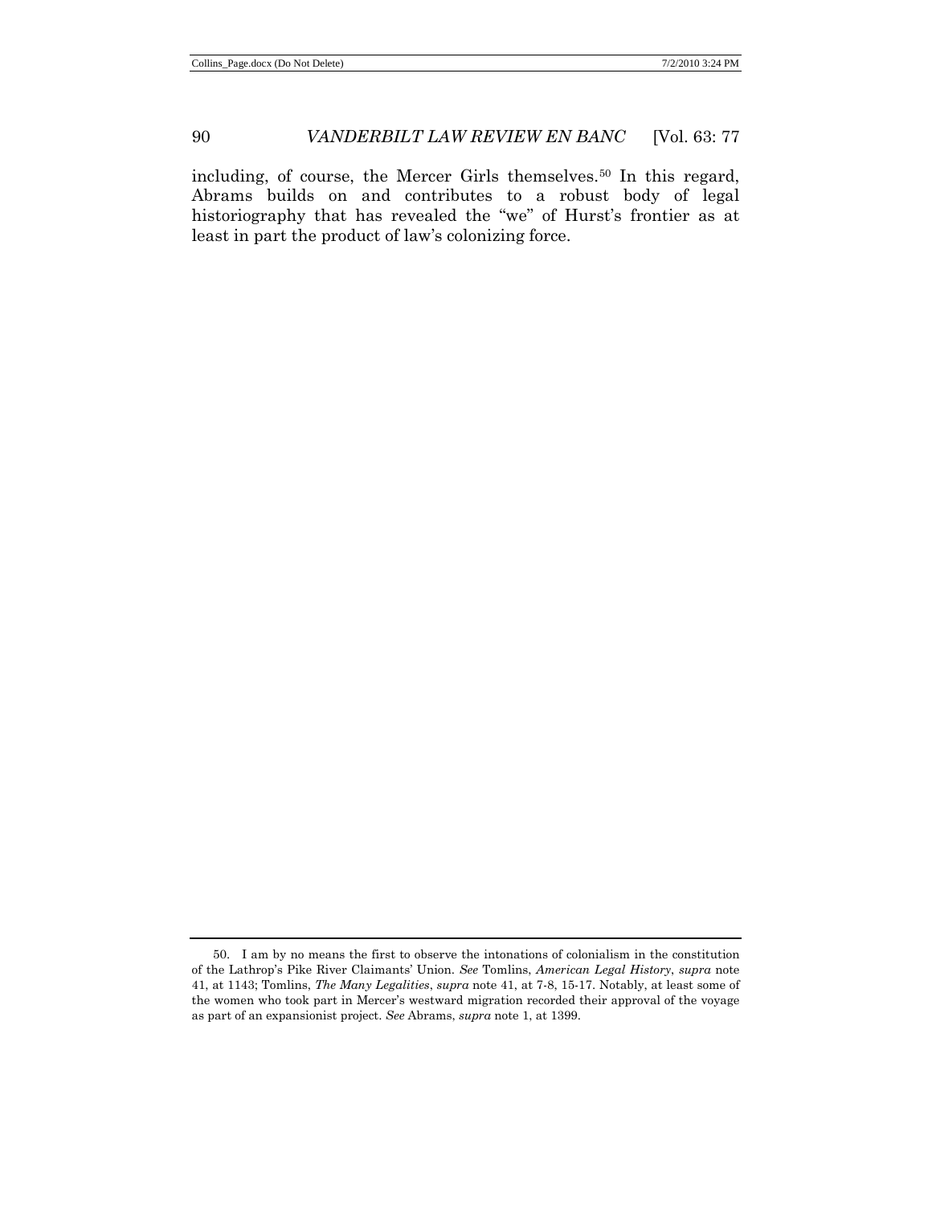including, of course, the Mercer Girls themselves.[50] In this regard, Abrams builds on and contributes to a robust body of legal historiography that has revealed the "we" of Hurst's frontier as at least in part the product of law's colonizing force.

---

50. I am by no means the first to observe the intonations of colonialism in the constitution of the Lathrop's Pike River Claimants' Union. *See* Tomlins, *American Legal History*, *supra* note 41, at 1143; Tomlins, *The Many Legalities*, *supra* note 41, at 7-8, 15-17. Notably, at least some of the women who took part in Mercer's westward migration recorded their approval of the voyage as part of an expansionist project. *See* Abrams, *supra* note 1, at 1399.